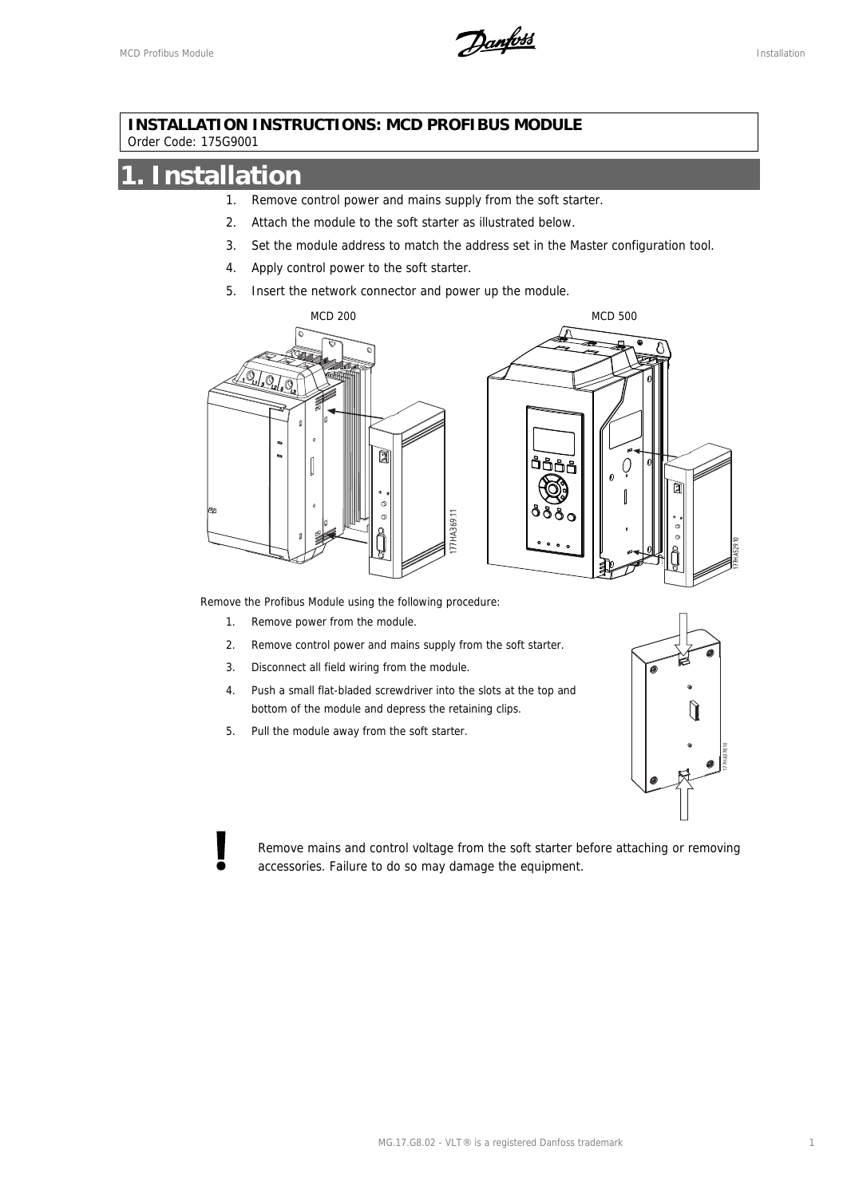**INSTALLATION INSTRUCTIONS: MCD PROFIBUS MODULE**
Order Code: 175G9001

# 1. Installation

1. Remove control power and mains supply from the soft starter.
2. Attach the module to the soft starter as illustrated below.
3. Set the module address to match the address set in the Master configuration tool.
4. Apply control power to the soft starter.
5. Insert the network connector and power up the module.

MCD 200 MCD 500

Remove the Profibus Module using the following procedure:

1. Remove power from the module.
2. Remove control power and mains supply from the soft starter.
3. Disconnect all field wiring from the module.
4. Push a small flat-bladed screwdriver into the slots at the top and bottom of the module and depress the retaining clips.
5. Pull the module away from the soft starter.

**!** Remove mains and control voltage from the soft starter before attaching or removing accessories. Failure to do so may damage the equipment.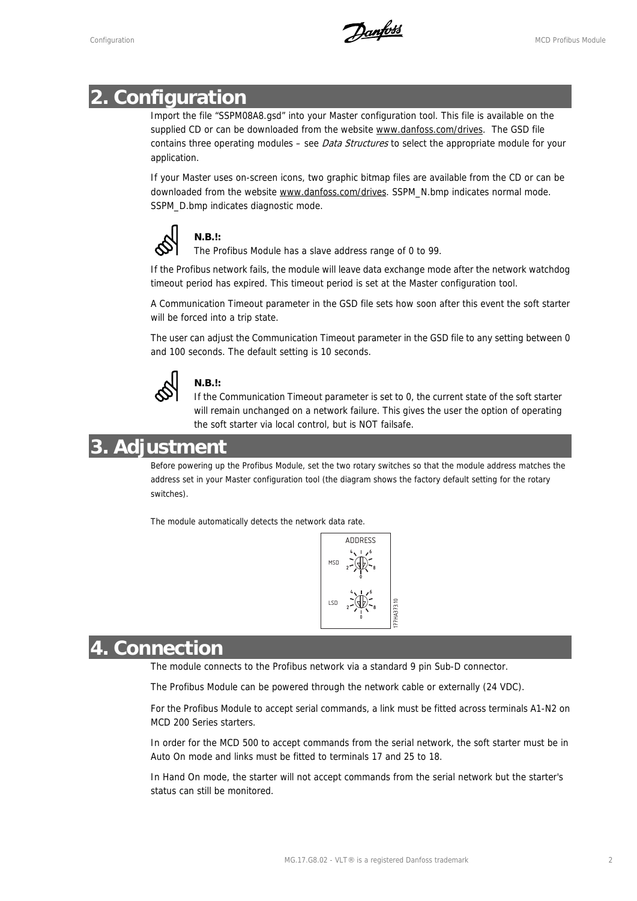# 2. Configuration

Import the file "SSPM08A8.gsd" into your Master configuration tool. This file is available on the supplied CD or can be downloaded from the website www.danfoss.com/drives. The GSD file contains three operating modules – see *Data Structures* to select the appropriate module for your application.

If your Master uses on-screen icons, two graphic bitmap files are available from the CD or can be downloaded from the website www.danfoss.com/drives. SSPM_N.bmp indicates normal mode. SSPM_D.bmp indicates diagnostic mode.

**N.B.!:**
The Profibus Module has a slave address range of 0 to 99.

If the Profibus network fails, the module will leave data exchange mode after the network watchdog timeout period has expired. This timeout period is set at the Master configuration tool.

A Communication Timeout parameter in the GSD file sets how soon after this event the soft starter will be forced into a trip state.

The user can adjust the Communication Timeout parameter in the GSD file to any setting between 0 and 100 seconds. The default setting is 10 seconds.

**N.B.!:**
If the Communication Timeout parameter is set to 0, the current state of the soft starter will remain unchanged on a network failure. This gives the user the option of operating the soft starter via local control, but is NOT failsafe.

# 3. Adjustment

Before powering up the Profibus Module, set the two rotary switches so that the module address matches the address set in your Master configuration tool (the diagram shows the factory default setting for the rotary switches).

The module automatically detects the network data rate.

ADDRESS

MSD

LSD

177HA373.10

# 4. Connection

The module connects to the Profibus network via a standard 9 pin Sub-D connector.

The Profibus Module can be powered through the network cable or externally (24 VDC).

For the Profibus Module to accept serial commands, a link must be fitted across terminals A1-N2 on MCD 200 Series starters.

In order for the MCD 500 to accept commands from the serial network, the soft starter must be in Auto On mode and links must be fitted to terminals 17 and 25 to 18.

In Hand On mode, the starter will not accept commands from the serial network but the starter's status can still be monitored.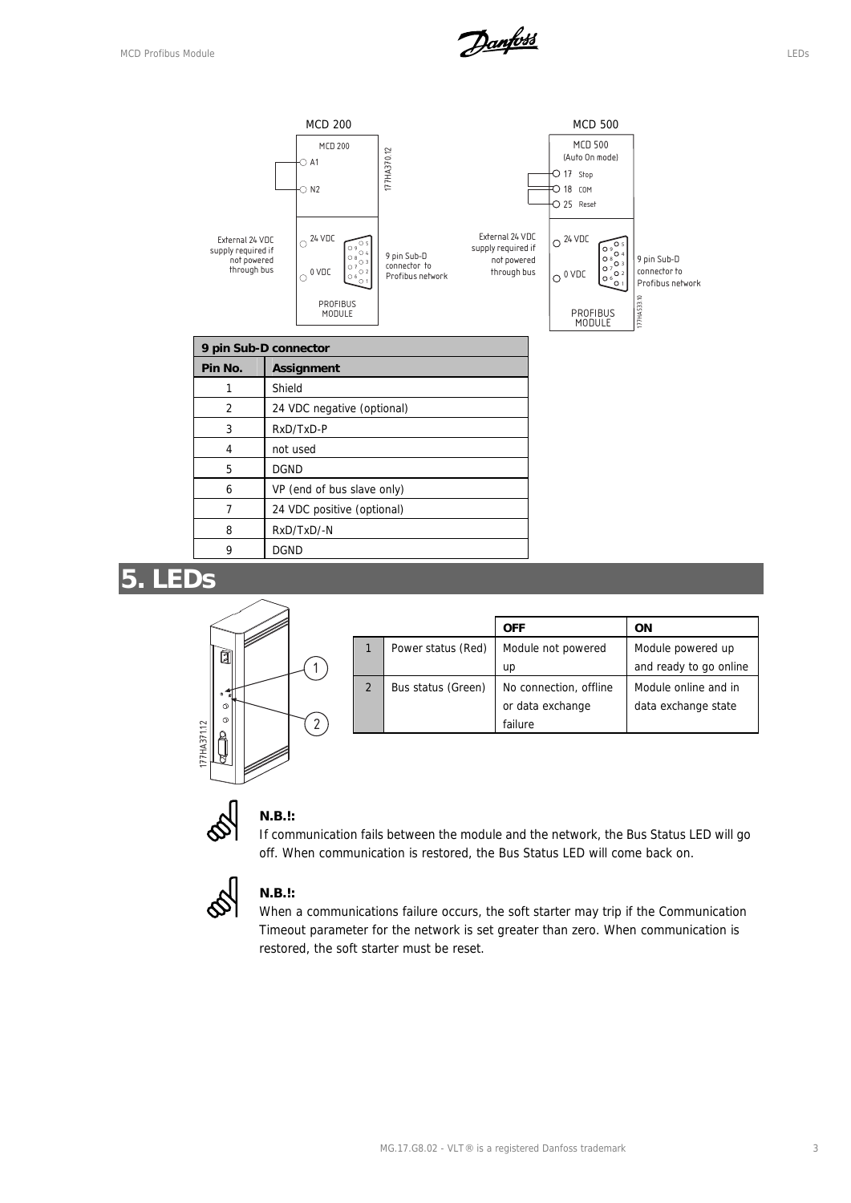MCD 200

MCD 200

A1

N2

External 24 VDC supply required if not powered through bus

24 VDC

0 VDC

9 pin Sub-D connector to Profibus network

PROFIBUS MODULE

MCD 500

MCD 500 (Auto On mode)

17 Stop

18 COM

25 Reset

External 24 VDC supply required if not powered through bus

24 VDC

0 VDC

9 pin Sub-D connector to Profibus network

PROFIBUS MODULE

| 9 pin Sub-D connector | |
|---|---|
| **Pin No.** | **Assignment** |
| 1 | Shield |
| 2 | 24 VDC negative (optional) |
| 3 | RxD/TxD-P |
| 4 | not used |
| 5 | DGND |
| 6 | VP (end of bus slave only) |
| 7 | 24 VDC positive (optional) |
| 8 | RxD/TxD/-N |
| 9 | DGND |

# 5. LEDs

| | | **OFF** | **ON** |
|---|---|---|---|
| 1 | Power status (Red) | Module not powered up | Module powered up and ready to go online |
| 2 | Bus status (Green) | No connection, offline or data exchange failure | Module online and in data exchange state |

**N.B.!:**
If communication fails between the module and the network, the Bus Status LED will go off. When communication is restored, the Bus Status LED will come back on.

**N.B.!:**
When a communications failure occurs, the soft starter may trip if the Communication Timeout parameter for the network is set greater than zero. When communication is restored, the soft starter must be reset.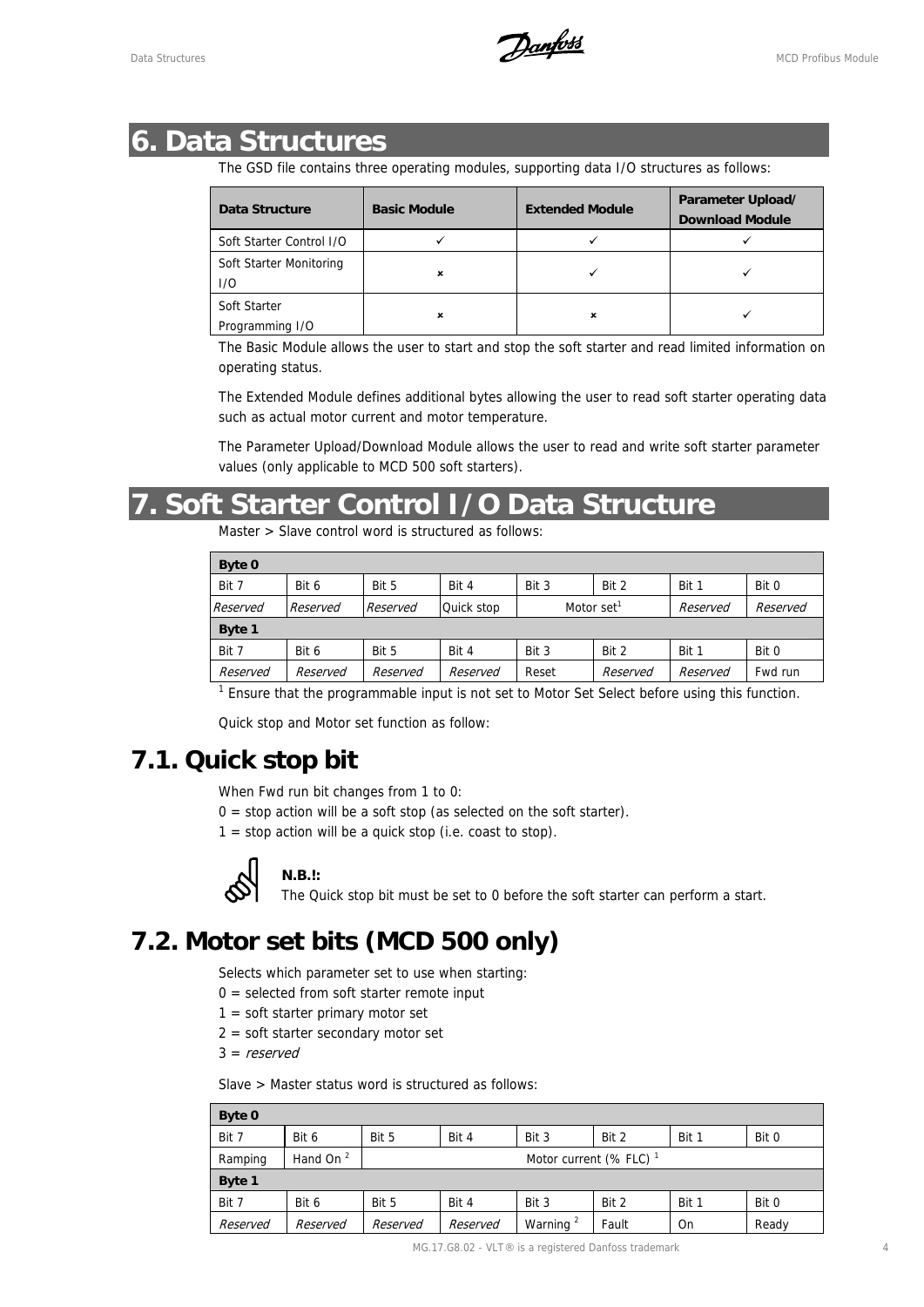# 6. Data Structures

The GSD file contains three operating modules, supporting data I/O structures as follows:

| Data Structure | Basic Module | Extended Module | Parameter Upload/ Download Module |
| --- | --- | --- | --- |
| Soft Starter Control I/O | ✓ | ✓ | ✓ |
| Soft Starter Monitoring I/O | × | ✓ | ✓ |
| Soft Starter Programming I/O | × | × | ✓ |

The Basic Module allows the user to start and stop the soft starter and read limited information on operating status.

The Extended Module defines additional bytes allowing the user to read soft starter operating data such as actual motor current and motor temperature.

The Parameter Upload/Download Module allows the user to read and write soft starter parameter values (only applicable to MCD 500 soft starters).

# 7. Soft Starter Control I/O Data Structure

Master > Slave control word is structured as follows:

| **Byte 0** | | | | | | | |
| --- | --- | --- | --- | --- | --- | --- | --- |
| Bit 7 | Bit 6 | Bit 5 | Bit 4 | Bit 3 | Bit 2 | Bit 1 | Bit 0 |
| *Reserved* | *Reserved* | *Reserved* | Quick stop | Motor set[1] | | *Reserved* | *Reserved* |
| **Byte 1** | | | | | | | |
| Bit 7 | Bit 6 | Bit 5 | Bit 4 | Bit 3 | Bit 2 | Bit 1 | Bit 0 |
| *Reserved* | *Reserved* | *Reserved* | *Reserved* | Reset | *Reserved* | *Reserved* | Fwd run |

[1] Ensure that the programmable input is not set to Motor Set Select before using this function.

Quick stop and Motor set function as follow:

## 7.1. Quick stop bit

When Fwd run bit changes from 1 to 0:

0 = stop action will be a soft stop (as selected on the soft starter).

1 = stop action will be a quick stop (i.e. coast to stop).

**N.B.!:**
The Quick stop bit must be set to 0 before the soft starter can perform a start.

## 7.2. Motor set bits (MCD 500 only)

Selects which parameter set to use when starting:

0 = selected from soft starter remote input

1 = soft starter primary motor set

2 = soft starter secondary motor set

3 = *reserved*

Slave > Master status word is structured as follows:

| **Byte 0** | | | | | | | |
| --- | --- | --- | --- | --- | --- | --- | --- |
| Bit 7 | Bit 6 | Bit 5 | Bit 4 | Bit 3 | Bit 2 | Bit 1 | Bit 0 |
| Ramping | Hand On [2] | Motor current (% FLC) [1] | | | | | |
| **Byte 1** | | | | | | | |
| Bit 7 | Bit 6 | Bit 5 | Bit 4 | Bit 3 | Bit 2 | Bit 1 | Bit 0 |
| *Reserved* | *Reserved* | *Reserved* | *Reserved* | Warning [2] | Fault | On | Ready |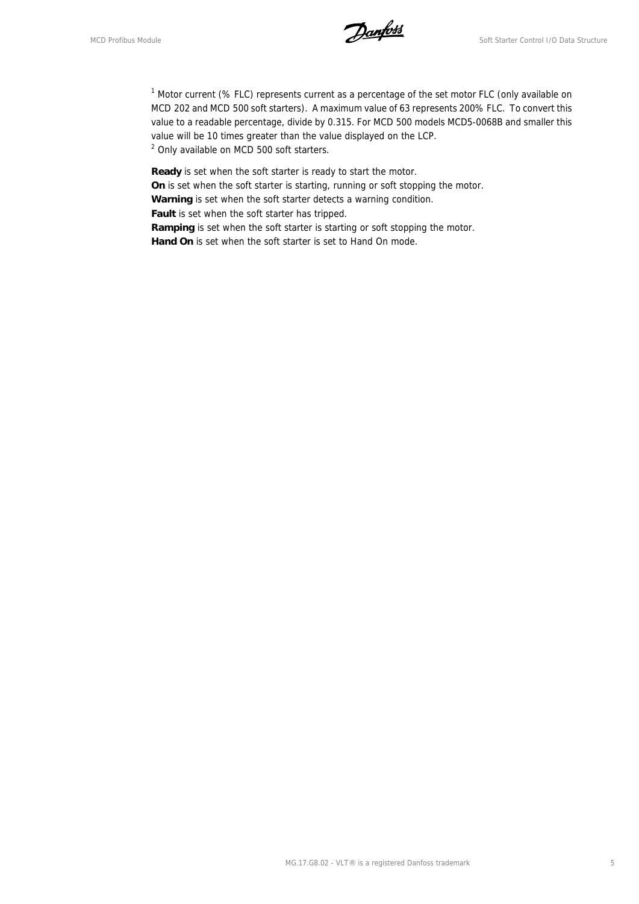[1] Motor current (% FLC) represents current as a percentage of the set motor FLC (only available on MCD 202 and MCD 500 soft starters). A maximum value of 63 represents 200% FLC. To convert this value to a readable percentage, divide by 0.315. For MCD 500 models MCD5-0068B and smaller this value will be 10 times greater than the value displayed on the LCP.

[2] Only available on MCD 500 soft starters.

**Ready** is set when the soft starter is ready to start the motor.
**On** is set when the soft starter is starting, running or soft stopping the motor.
**Warning** is set when the soft starter detects a warning condition.
**Fault** is set when the soft starter has tripped.
**Ramping** is set when the soft starter is starting or soft stopping the motor.
**Hand On** is set when the soft starter is set to Hand On mode.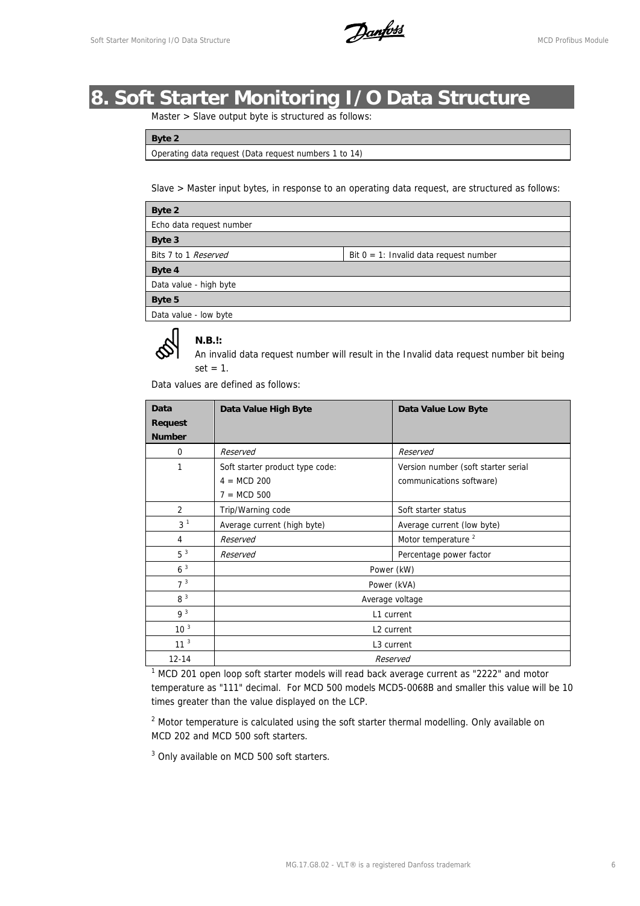# 8. Soft Starter Monitoring I/O Data Structure

Master > Slave output byte is structured as follows:

| Byte 2 |
|---|
| Operating data request (Data request numbers 1 to 14) |

Slave > Master input bytes, in response to an operating data request, are structured as follows:

| Byte 2 | |
|---|---|
| Echo data request number | |
| **Byte 3** | |
| Bits 7 to 1 *Reserved* | Bit 0 = 1: Invalid data request number |
| **Byte 4** | |
| Data value - high byte | |
| **Byte 5** | |
| Data value - low byte | |

**N.B.!:**
An invalid data request number will result in the Invalid data request number bit being set = 1.

Data values are defined as follows:

| Data Request Number | Data Value High Byte | Data Value Low Byte |
|---|---|---|
| 0 | *Reserved* | *Reserved* |
| 1 | Soft starter product type code:<br>4 = MCD 200<br>7 = MCD 500 | Version number (soft starter serial communications software) |
| 2 | Trip/Warning code | Soft starter status |
| 3 [1] | Average current (high byte) | Average current (low byte) |
| 4 | *Reserved* | Motor temperature [2] |
| 5 [3] | *Reserved* | Percentage power factor |
| 6 [3] | Power (kW) | |
| 7 [3] | Power (kVA) | |
| 8 [3] | Average voltage | |
| 9 [3] | L1 current | |
| 10 [3] | L2 current | |
| 11 [3] | L3 current | |
| 12-14 | *Reserved* | |

[1] MCD 201 open loop soft starter models will read back average current as "2222" and motor temperature as "111" decimal. For MCD 500 models MCD5-0068B and smaller this value will be 10 times greater than the value displayed on the LCP.

[2] Motor temperature is calculated using the soft starter thermal modelling. Only available on MCD 202 and MCD 500 soft starters.

[3] Only available on MCD 500 soft starters.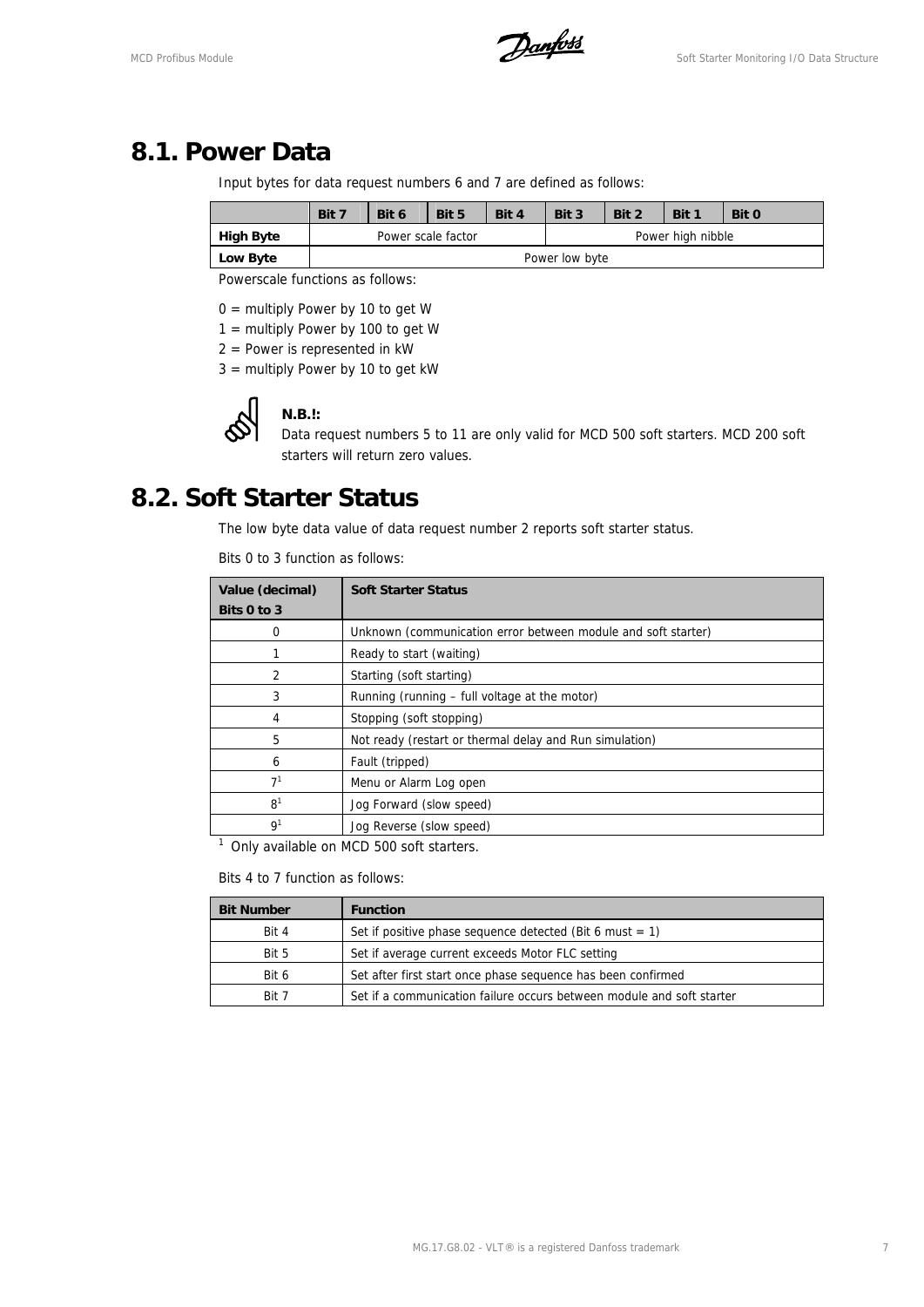## 8.1. Power Data

Input bytes for data request numbers 6 and 7 are defined as follows:

| | Bit 7 | Bit 6 | Bit 5 | Bit 4 | Bit 3 | Bit 2 | Bit 1 | Bit 0 |
|---|---|---|---|---|---|---|---|---|
| **High Byte** | Power scale factor | | | | Power high nibble | | | |
| **Low Byte** | Power low byte | | | | | | | |

Powerscale functions as follows:

0 = multiply Power by 10 to get W
1 = multiply Power by 100 to get W
2 = Power is represented in kW
3 = multiply Power by 10 to get kW

**N.B.!:**
Data request numbers 5 to 11 are only valid for MCD 500 soft starters. MCD 200 soft starters will return zero values.

## 8.2. Soft Starter Status

The low byte data value of data request number 2 reports soft starter status.

Bits 0 to 3 function as follows:

| Value (decimal) Bits 0 to 3 | Soft Starter Status |
|---|---|
| 0 | Unknown (communication error between module and soft starter) |
| 1 | Ready to start (waiting) |
| 2 | Starting (soft starting) |
| 3 | Running (running – full voltage at the motor) |
| 4 | Stopping (soft stopping) |
| 5 | Not ready (restart or thermal delay and Run simulation) |
| 6 | Fault (tripped) |
| 7[1] | Menu or Alarm Log open |
| 8[1] | Jog Forward (slow speed) |
| 9[1] | Jog Reverse (slow speed) |

[1] Only available on MCD 500 soft starters.

Bits 4 to 7 function as follows:

| Bit Number | Function |
|---|---|
| Bit 4 | Set if positive phase sequence detected (Bit 6 must = 1) |
| Bit 5 | Set if average current exceeds Motor FLC setting |
| Bit 6 | Set after first start once phase sequence has been confirmed |
| Bit 7 | Set if a communication failure occurs between module and soft starter |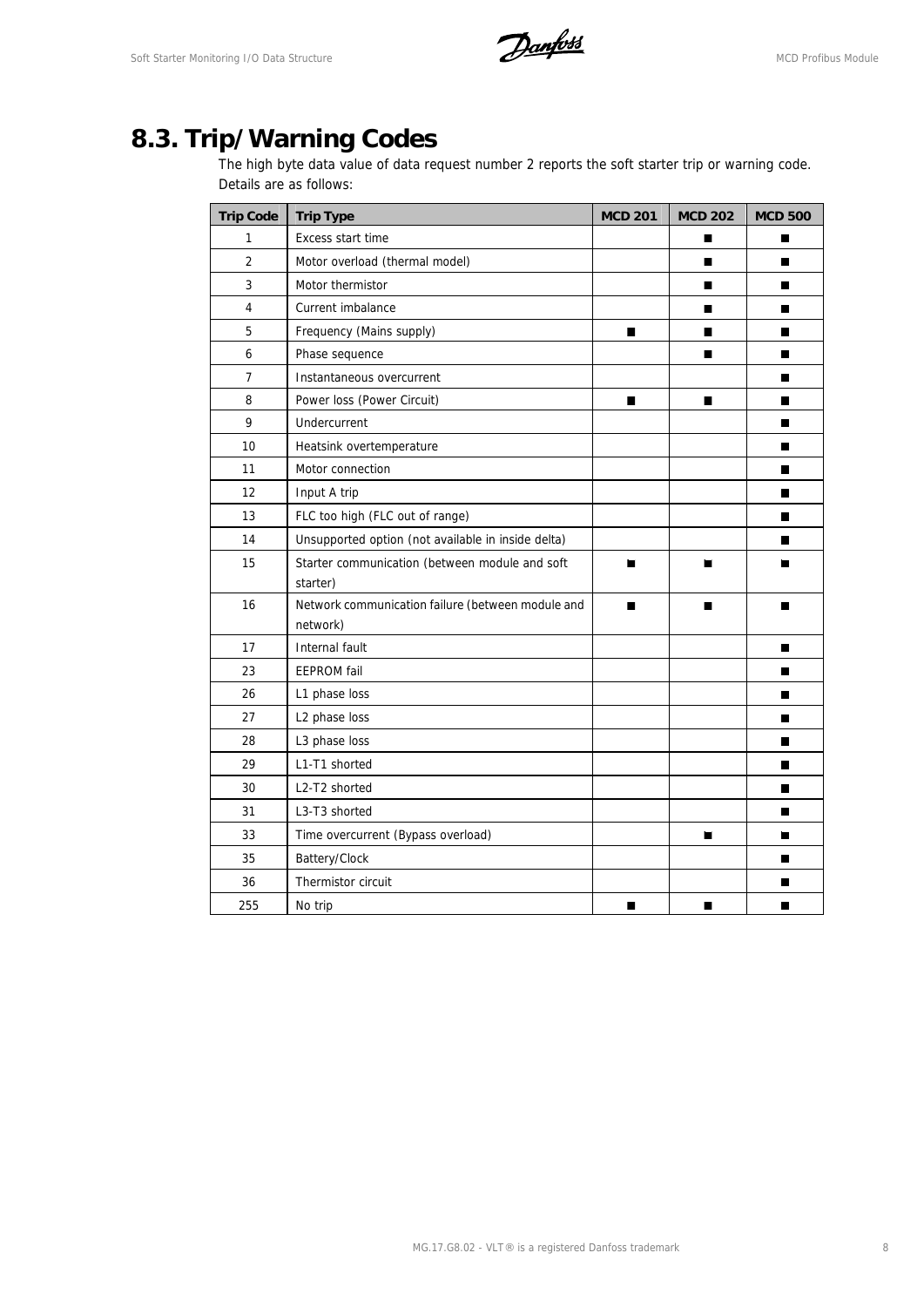# 8.3. Trip/Warning Codes

The high byte data value of data request number 2 reports the soft starter trip or warning code. Details are as follows:

| Trip Code | Trip Type | MCD 201 | MCD 202 | MCD 500 |
|---|---|---|---|---|
| 1 | Excess start time | | ■ | ■ |
| 2 | Motor overload (thermal model) | | ■ | ■ |
| 3 | Motor thermistor | | ■ | ■ |
| 4 | Current imbalance | | ■ | ■ |
| 5 | Frequency (Mains supply) | ■ | ■ | ■ |
| 6 | Phase sequence | | ■ | ■ |
| 7 | Instantaneous overcurrent | | | ■ |
| 8 | Power loss (Power Circuit) | ■ | ■ | ■ |
| 9 | Undercurrent | | | ■ |
| 10 | Heatsink overtemperature | | | ■ |
| 11 | Motor connection | | | ■ |
| 12 | Input A trip | | | ■ |
| 13 | FLC too high (FLC out of range) | | | ■ |
| 14 | Unsupported option (not available in inside delta) | | | ■ |
| 15 | Starter communication (between module and soft starter) | ■ | ■ | ■ |
| 16 | Network communication failure (between module and network) | ■ | ■ | ■ |
| 17 | Internal fault | | | ■ |
| 23 | EEPROM fail | | | ■ |
| 26 | L1 phase loss | | | ■ |
| 27 | L2 phase loss | | | ■ |
| 28 | L3 phase loss | | | ■ |
| 29 | L1-T1 shorted | | | ■ |
| 30 | L2-T2 shorted | | | ■ |
| 31 | L3-T3 shorted | | | ■ |
| 33 | Time overcurrent (Bypass overload) | | ■ | ■ |
| 35 | Battery/Clock | | | ■ |
| 36 | Thermistor circuit | | | ■ |
| 255 | No trip | ■ | ■ | ■ |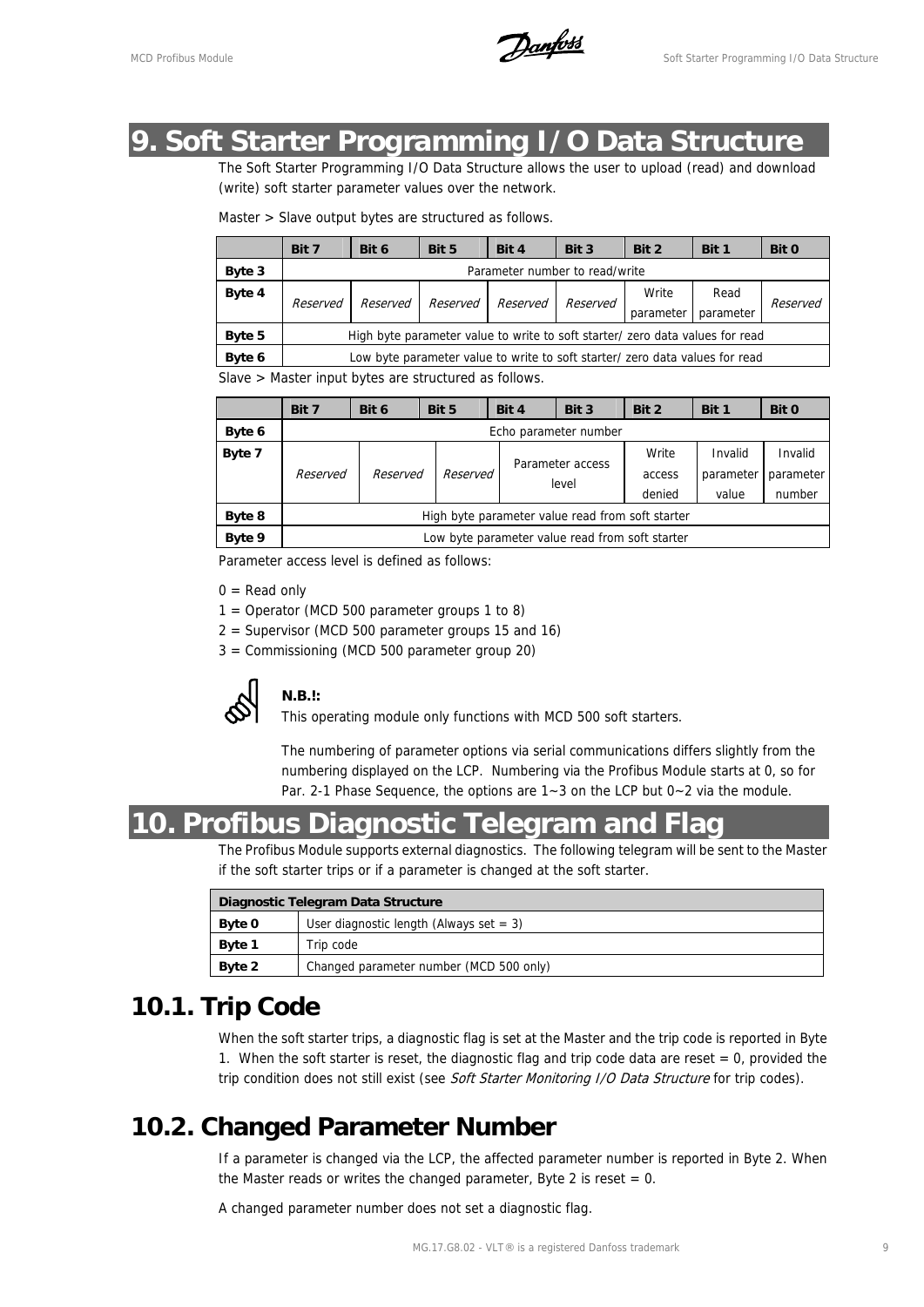# 9. Soft Starter Programming I/O Data Structure

The Soft Starter Programming I/O Data Structure allows the user to upload (read) and download (write) soft starter parameter values over the network.

Master > Slave output bytes are structured as follows.

| | Bit 7 | Bit 6 | Bit 5 | Bit 4 | Bit 3 | Bit 2 | Bit 1 | Bit 0 |
|---|---|---|---|---|---|---|---|---|
| **Byte 3** | Parameter number to read/write | | | | | | | |
| **Byte 4** | *Reserved* | *Reserved* | *Reserved* | *Reserved* | *Reserved* | Write parameter | Read parameter | *Reserved* |
| **Byte 5** | High byte parameter value to write to soft starter/ zero data values for read | | | | | | | |
| **Byte 6** | Low byte parameter value to write to soft starter/ zero data values for read | | | | | | | |

Slave > Master input bytes are structured as follows.

| | Bit 7 | Bit 6 | Bit 5 | Bit 4 | Bit 3 | Bit 2 | Bit 1 | Bit 0 |
|---|---|---|---|---|---|---|---|---|
| **Byte 6** | Echo parameter number | | | | | | | |
| **Byte 7** | *Reserved* | *Reserved* | *Reserved* | Parameter access level | | Write access denied | Invalid parameter value | Invalid parameter number |
| **Byte 8** | High byte parameter value read from soft starter | | | | | | | |
| **Byte 9** | Low byte parameter value read from soft starter | | | | | | | |

Parameter access level is defined as follows:

0 = Read only

1 = Operator (MCD 500 parameter groups 1 to 8)

2 = Supervisor (MCD 500 parameter groups 15 and 16)

3 = Commissioning (MCD 500 parameter group 20)

**N.B.!:**

This operating module only functions with MCD 500 soft starters.

The numbering of parameter options via serial communications differs slightly from the numbering displayed on the LCP. Numbering via the Profibus Module starts at 0, so for Par. 2-1 Phase Sequence, the options are 1~3 on the LCP but 0~2 via the module.

# 10. Profibus Diagnostic Telegram and Flag

The Profibus Module supports external diagnostics. The following telegram will be sent to the Master if the soft starter trips or if a parameter is changed at the soft starter.

| Diagnostic Telegram Data Structure | |
|---|---|
| **Byte 0** | User diagnostic length (Always set = 3) |
| **Byte 1** | Trip code |
| **Byte 2** | Changed parameter number (MCD 500 only) |

## 10.1. Trip Code

When the soft starter trips, a diagnostic flag is set at the Master and the trip code is reported in Byte 1. When the soft starter is reset, the diagnostic flag and trip code data are reset = 0, provided the trip condition does not still exist (see *Soft Starter Monitoring I/O Data Structure* for trip codes).

## 10.2. Changed Parameter Number

If a parameter is changed via the LCP, the affected parameter number is reported in Byte 2. When the Master reads or writes the changed parameter, Byte 2 is reset = 0.

A changed parameter number does not set a diagnostic flag.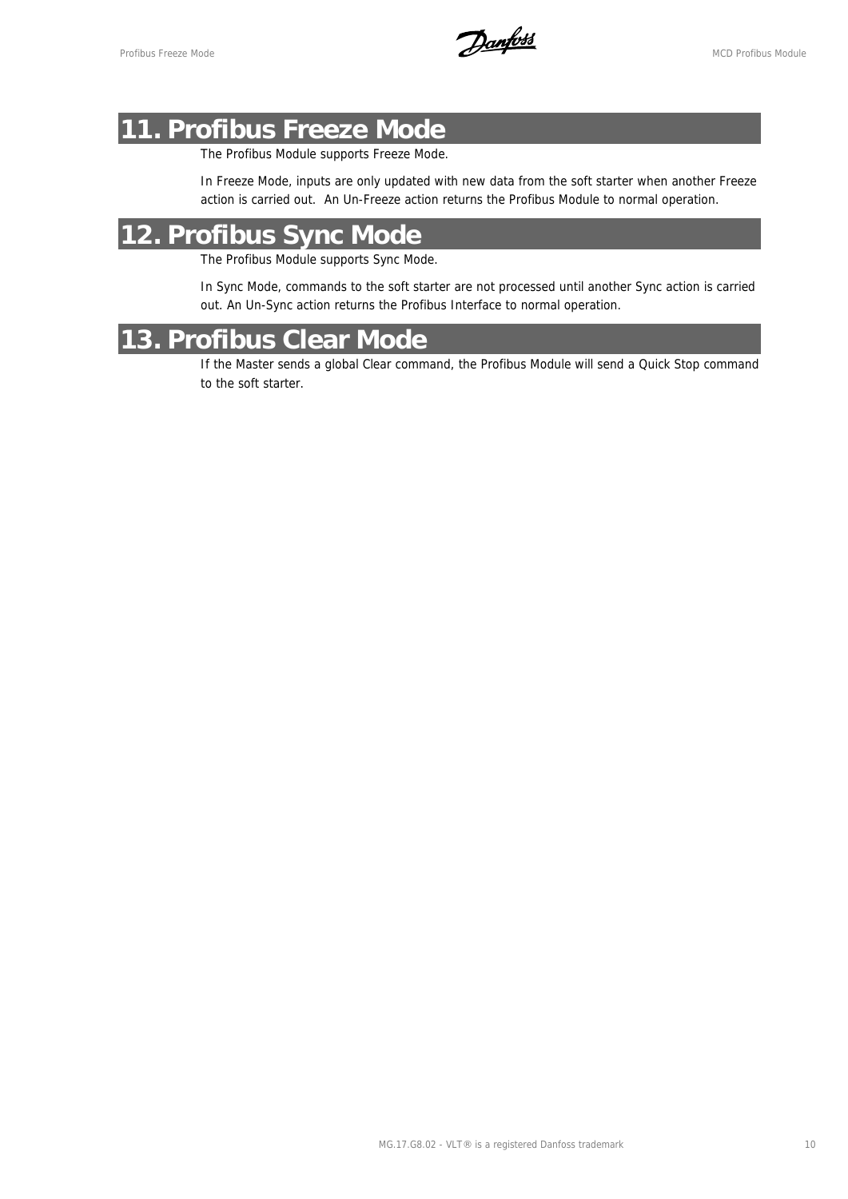# 11. Profibus Freeze Mode

The Profibus Module supports Freeze Mode.

In Freeze Mode, inputs are only updated with new data from the soft starter when another Freeze action is carried out. An Un-Freeze action returns the Profibus Module to normal operation.

# 12. Profibus Sync Mode

The Profibus Module supports Sync Mode.

In Sync Mode, commands to the soft starter are not processed until another Sync action is carried out. An Un-Sync action returns the Profibus Interface to normal operation.

# 13. Profibus Clear Mode

If the Master sends a global Clear command, the Profibus Module will send a Quick Stop command to the soft starter.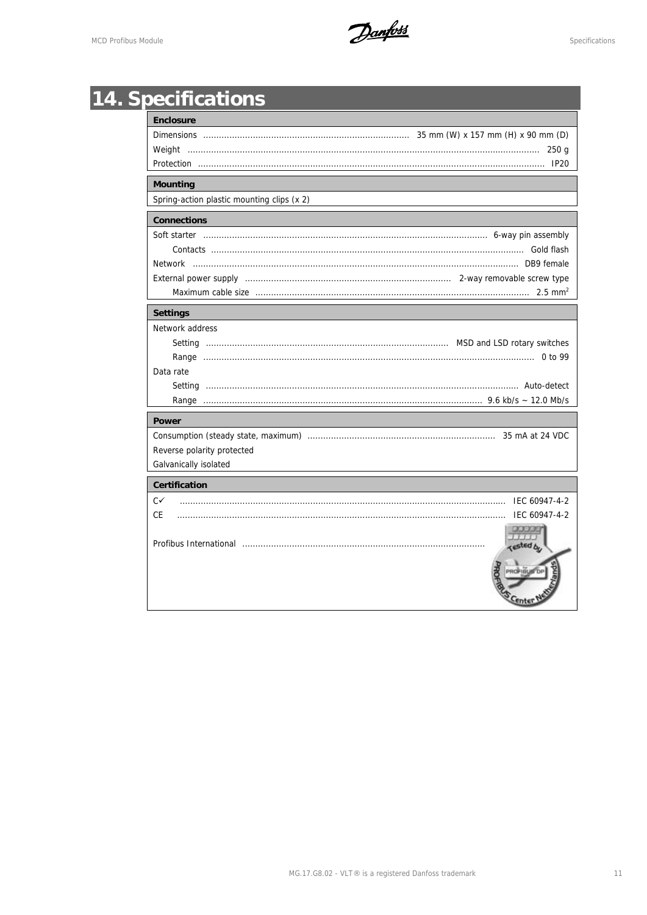# 14. Specifications

| **Enclosure** | |
|---|---|
| Dimensions | 35 mm (W) x 157 mm (H) x 90 mm (D) |
| Weight | 250 g |
| Protection | IP20 |

| **Mounting** | |
|---|---|
| Spring-action plastic mounting clips (x 2) | |

| **Connections** | |
|---|---|
| Soft starter | 6-way pin assembly |
| Contacts | Gold flash |
| Network | DB9 female |
| External power supply | 2-way removable screw type |
| Maximum cable size | 2.5 mm$^2$ |

| **Settings** | |
|---|---|
| Network address | |
| Setting | MSD and LSD rotary switches |
| Range | 0 to 99 |
| Data rate | |
| Setting | Auto-detect |
| Range | 9.6 kb/s ~ 12.0 Mb/s |

| **Power** | |
|---|---|
| Consumption (steady state, maximum) | 35 mA at 24 VDC |
| Reverse polarity protected | |
| Galvanically isolated | |

| **Certification** | |
|---|---|
| C✓ | IEC 60947-4-2 |
| CE | IEC 60947-4-2 |
| Profibus International | Tested by PROFIBUS Center Netherlands |